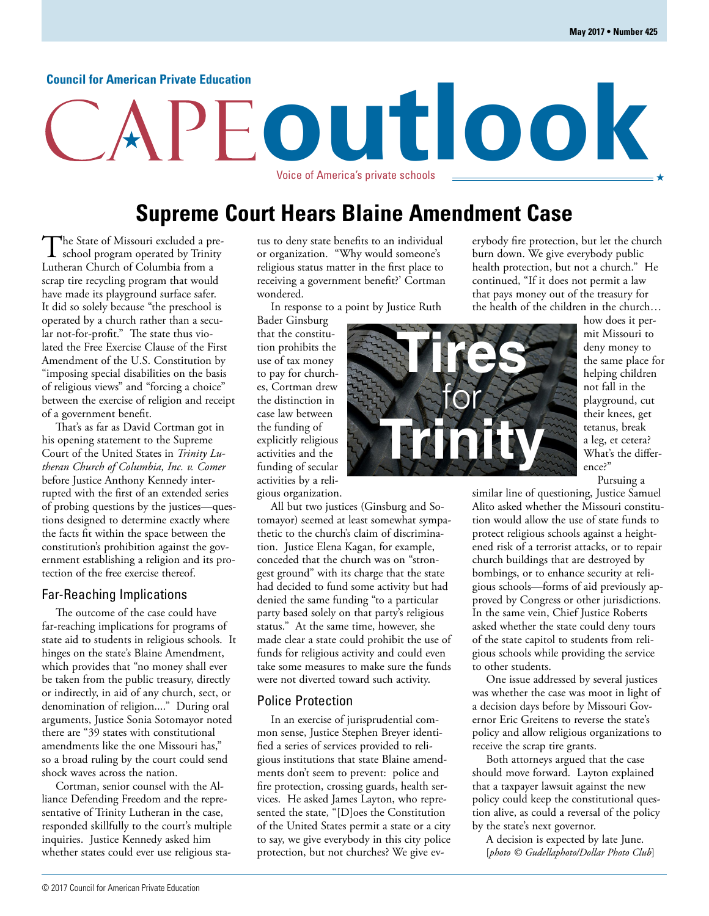Council for American Private Education

# CAPE outlook

Voice of America's private schools

## Supreme Court Hears Blaine Amendment Case

The State of Missouri excluded a preschool program operated by Trinity Lutheran Church of Columbia from a scrap tire recycling program that would have made its playground surface safer. It did so solely because "the preschool is operated by a church rather than a secular not-for-profit." The state thus violated the Free Exercise Clause of the First Amendment of the U.S. Constitution by "imposing special disabilities on the basis of religious views" and "forcing a choice" between the exercise of religion and receipt of a government benefit.

That's as far as David Cortman got in his opening statement to the Supreme Court of the United States in *Trinity Lutheran Church of Columbia, Inc. v. Comer* before Justice Anthony Kennedy interrupted with the first of an extended series of probing questions by the justices—questions designed to determine exactly where the facts fit within the space between the constitution's prohibition against the government establishing a religion and its protection of the free exercise thereof.

### Far-Reaching Implications

The outcome of the case could have far-reaching implications for programs of state aid to students in religious schools. It hinges on the state's Blaine Amendment, which provides that "no money shall ever be taken from the public treasury, directly or indirectly, in aid of any church, sect, or denomination of religion...." During oral arguments, Justice Sonia Sotomayor noted there are "39 states with constitutional amendments like the one Missouri has," so a broad ruling by the court could send shock waves across the nation.

Cortman, senior counsel with the Alliance Defending Freedom and the representative of Trinity Lutheran in the case, responded skillfully to the court's multiple inquiries. Justice Kennedy asked him whether states could ever use religious status to deny state benefits to an individual or organization. "Why would someone's religious status matter in the first place to receiving a government benefit?' Cortman wondered.

In response to a point by Justice Ruth Bader Ginsburg that the constitution prohibits the use of tax money to pay for churches, Cortman drew the distinction in case law between the funding of explicitly religious activities and the funding of secular activities by a religious organization.

**Tires for Trinity**

All but two justices (Ginsburg and Sotomayor) seemed at least somewhat sympathetic to the church's claim of discrimination. Justice Elena Kagan, for example, conceded that the church was on "strongest ground" with its charge that the state had decided to fund some activity but had denied the same funding "to a particular party based solely on that party's religious status." At the same time, however, she made clear a state could prohibit the use of funds for religious activity and could even take some measures to make sure the funds were not diverted toward such activity.

### Police Protection

In an exercise of jurisprudential common sense, Justice Stephen Breyer identified a series of services provided to religious institutions that state Blaine amendments don't seem to prevent: police and fire protection, crossing guards, health services. He asked James Layton, who represented the state, "[D]oes the Constitution of the United States permit a state or a city to say, we give everybody in this city police protection, but not churches? We give everybody fire protection, but let the church burn down. We give everybody public health protection, but not a church." He continued, "If it does not permit a law that pays money out of the treasury for the health of the children in the church… how does it permit Missouri to deny money to the same place for helping children not fall in the playground, cut their knees, get tetanus, break a leg, et cetera? What's the difference?"

Pursuing a similar line of questioning, Justice Samuel Alito asked whether the Missouri constitution would allow the use of state funds to protect religious schools against a heightened risk of a terrorist attacks, or to repair church buildings that are destroyed by bombings, or to enhance security at religious schools—forms of aid previously approved by Congress or other jurisdictions. In the same vein, Chief Justice Roberts asked whether the state could deny tours of the state capitol to students from religious schools while providing the service to other students.

One issue addressed by several justices was whether the case was moot in light of a decision days before by Missouri Governor Eric Greitens to reverse the state's policy and allow religious organizations to receive the scrap tire grants.

Both attorneys argued that the case should move forward. Layton explained that a taxpayer lawsuit against the new policy could keep the constitutional question alive, as could a reversal of the policy by the state's next governor.

A decision is expected by late June.
[*photo © Gudellaphoto/Dollar Photo Club*]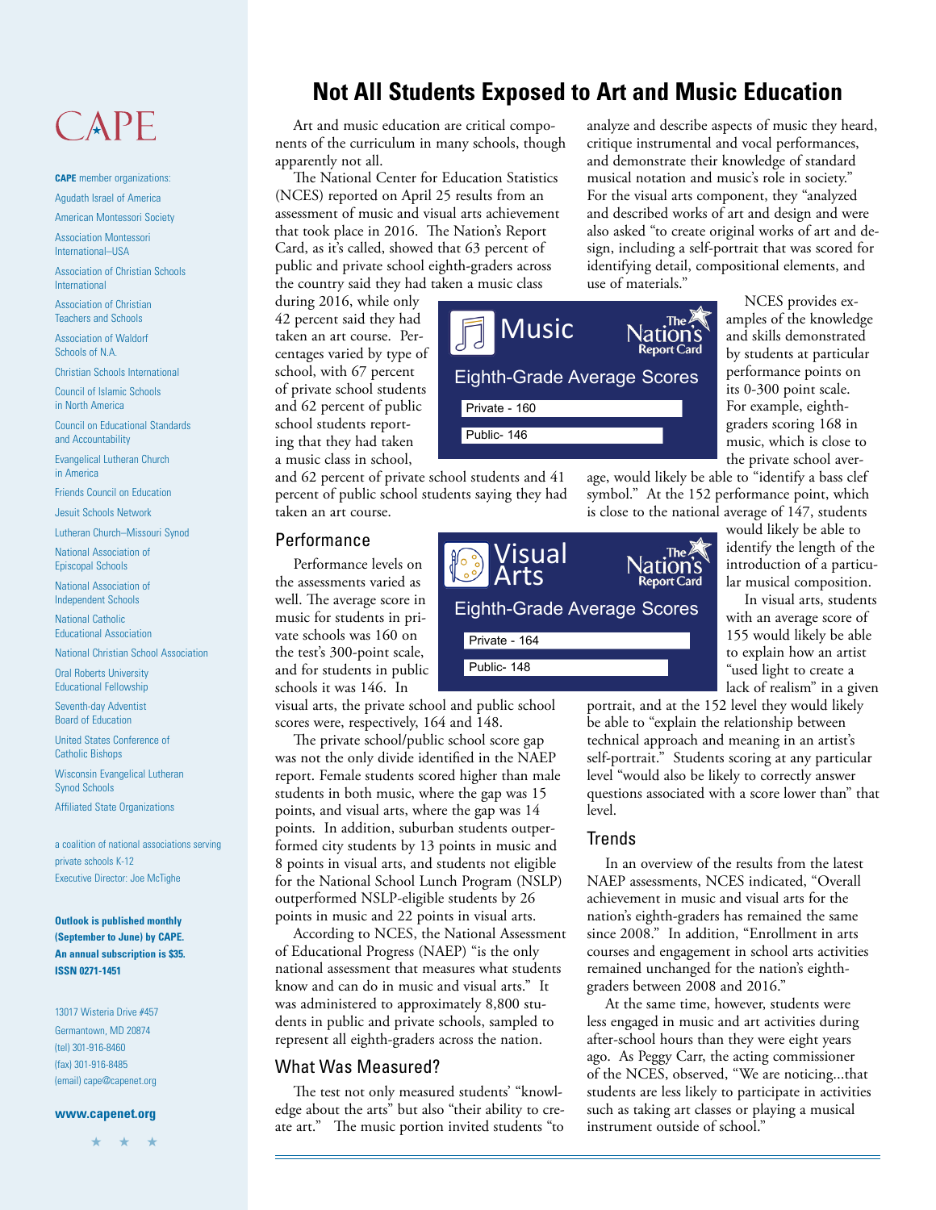CAPE

**CAPE** member organizations:

Agudath Israel of America

American Montessori Society

Association Montessori International–USA

Association of Christian Schools International

Association of Christian Teachers and Schools

Association of Waldorf Schools of N.A.

Christian Schools International

Council of Islamic Schools in North America

Council on Educational Standards and Accountability

Evangelical Lutheran Church in America

Friends Council on Education

Jesuit Schools Network

Lutheran Church–Missouri Synod

National Association of Episcopal Schools

National Association of Independent Schools

National Catholic Educational Association

National Christian School Association

Oral Roberts University Educational Fellowship

Seventh-day Adventist Board of Education

United States Conference of Catholic Bishops

Wisconsin Evangelical Lutheran Synod Schools

Affiliated State Organizations

a coalition of national associations serving private schools K-12

Executive Director: Joe McTighe

**Outlook is published monthly (September to June) by CAPE. An annual subscription is $35. ISSN 0271-1451**

13017 Wisteria Drive #457
Germantown, MD 20874
(tel) 301-916-8460
(fax) 301-916-8485
(email) cape@capenet.org

**www.capenet.org**

# Not All Students Exposed to Art and Music Education

Art and music education are critical components of the curriculum in many schools, though apparently not all.

The National Center for Education Statistics (NCES) reported on April 25 results from an assessment of music and visual arts achievement that took place in 2016. The Nation's Report Card, as it's called, showed that 63 percent of public and private school eighth-graders across the country said they had taken a music class during 2016, while only 42 percent said they had taken an art course. Percentages varied by type of school, with 67 percent of private school students and 62 percent of public school students reporting that they had taken a music class in school, and 62 percent of private school students and 41 percent of public school students saying they had taken an art course.

**Music — The Nation's Report Card**
**Eighth-Grade Average Scores**
Private - 160
Public- 146

## Performance

Performance levels on the assessments varied as well. The average score in music for students in private schools was 160 on the test's 300-point scale, and for students in public schools it was 146. In visual arts, the private school and public school scores were, respectively, 164 and 148.

**Visual Arts — The Nation's Report Card**
**Eighth-Grade Average Scores**
Private - 164
Public- 148

The private school/public school score gap was not the only divide identified in the NAEP report. Female students scored higher than male students in both music, where the gap was 15 points, and visual arts, where the gap was 14 points. In addition, suburban students outperformed city students by 13 points in music and 8 points in visual arts, and students not eligible for the National School Lunch Program (NSLP) outperformed NSLP-eligible students by 26 points in music and 22 points in visual arts.

According to NCES, the National Assessment of Educational Progress (NAEP) "is the only national assessment that measures what students know and can do in music and visual arts." It was administered to approximately 8,800 students in public and private schools, sampled to represent all eighth-graders across the nation.

## What Was Measured?

The test not only measured students' "knowledge about the arts" but also "their ability to create art." The music portion invited students "to analyze and describe aspects of music they heard, critique instrumental and vocal performances, and demonstrate their knowledge of standard musical notation and music's role in society." For the visual arts component, they "analyzed and described works of art and design and were also asked "to create original works of art and design, including a self-portrait that was scored for identifying detail, compositional elements, and use of materials."

NCES provides examples of the knowledge and skills demonstrated by students at particular performance points on its 0-300 point scale. For example, eighth-graders scoring 168 in music, which is close to the private school average, would likely be able to "identify a bass clef symbol." At the 152 performance point, which is close to the national average of 147, students would likely be able to identify the length of the introduction of a particular musical composition.

In visual arts, students with an average score of 155 would likely be able to explain how an artist "used light to create a lack of realism" in a given portrait, and at the 152 level they would likely be able to "explain the relationship between technical approach and meaning in an artist's self-portrait." Students scoring at any particular level "would also be likely to correctly answer questions associated with a score lower than" that level.

## Trends

In an overview of the results from the latest NAEP assessments, NCES indicated, "Overall achievement in music and visual arts for the nation's eighth-graders has remained the same since 2008." In addition, "Enrollment in arts courses and engagement in school arts activities remained unchanged for the nation's eighth-graders between 2008 and 2016."

At the same time, however, students were less engaged in music and art activities during after-school hours than they were eight years ago. As Peggy Carr, the acting commissioner of the NCES, observed, "We are noticing...that students are less likely to participate in activities such as taking art classes or playing a musical instrument outside of school."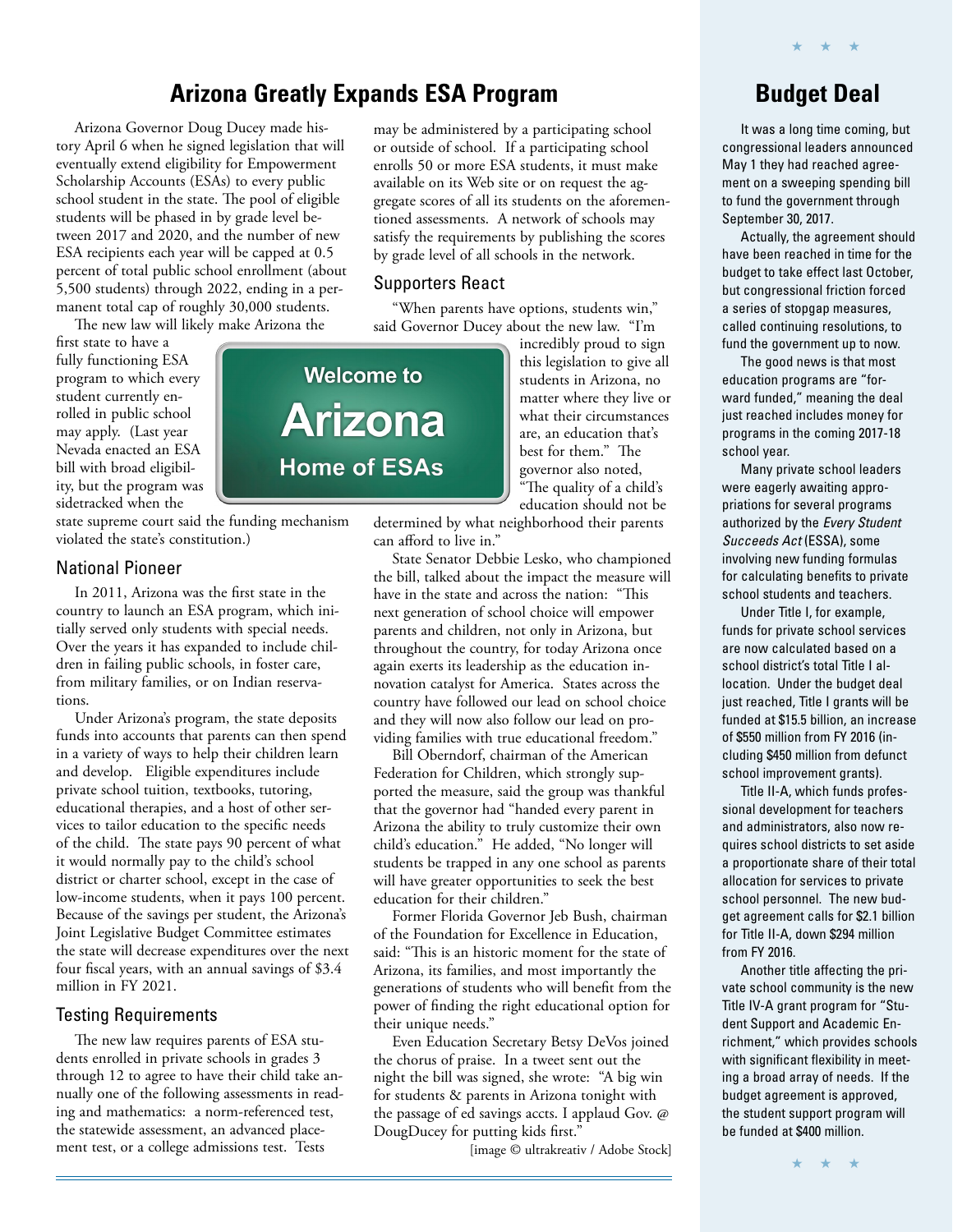# Arizona Greatly Expands ESA Program

Arizona Governor Doug Ducey made history April 6 when he signed legislation that will eventually extend eligibility for Empowerment Scholarship Accounts (ESAs) to every public school student in the state. The pool of eligible students will be phased in by grade level between 2017 and 2020, and the number of new ESA recipients each year will be capped at 0.5 percent of total public school enrollment (about 5,500 students) through 2022, ending in a permanent total cap of roughly 30,000 students.

The new law will likely make Arizona the first state to have a fully functioning ESA program to which every student currently enrolled in public school may apply. (Last year Nevada enacted an ESA bill with broad eligibility, but the program was sidetracked when the state supreme court said the funding mechanism violated the state's constitution.)

Welcome to Arizona Home of ESAs

## National Pioneer

In 2011, Arizona was the first state in the country to launch an ESA program, which initially served only students with special needs. Over the years it has expanded to include children in failing public schools, in foster care, from military families, or on Indian reservations.

Under Arizona's program, the state deposits funds into accounts that parents can then spend in a variety of ways to help their children learn and develop. Eligible expenditures include private school tuition, textbooks, tutoring, educational therapies, and a host of other services to tailor education to the specific needs of the child. The state pays 90 percent of what it would normally pay to the child's school district or charter school, except in the case of low-income students, when it pays 100 percent. Because of the savings per student, the Arizona's Joint Legislative Budget Committee estimates the state will decrease expenditures over the next four fiscal years, with an annual savings of $3.4 million in FY 2021.

## Testing Requirements

The new law requires parents of ESA students enrolled in private schools in grades 3 through 12 to agree to have their child take annually one of the following assessments in reading and mathematics: a norm-referenced test, the statewide assessment, an advanced placement test, or a college admissions test. Tests may be administered by a participating school or outside of school. If a participating school enrolls 50 or more ESA students, it must make available on its Web site or on request the aggregate scores of all its students on the aforementioned assessments. A network of schools may satisfy the requirements by publishing the scores by grade level of all schools in the network.

## Supporters React

"When parents have options, students win," said Governor Ducey about the new law. "I'm incredibly proud to sign this legislation to give all students in Arizona, no matter where they live or what their circumstances are, an education that's best for them." The governor also noted, "The quality of a child's education should not be determined by what neighborhood their parents can afford to live in."

State Senator Debbie Lesko, who championed the bill, talked about the impact the measure will have in the state and across the nation: "This next generation of school choice will empower parents and children, not only in Arizona, but throughout the country, for today Arizona once again exerts its leadership as the education innovation catalyst for America. States across the country have followed our lead on school choice and they will now also follow our lead on providing families with true educational freedom."

Bill Oberndorf, chairman of the American Federation for Children, which strongly supported the measure, said the group was thankful that the governor had "handed every parent in Arizona the ability to truly customize their own child's education." He added, "No longer will students be trapped in any one school as parents will have greater opportunities to seek the best education for their children."

Former Florida Governor Jeb Bush, chairman of the Foundation for Excellence in Education, said: "This is an historic moment for the state of Arizona, its families, and most importantly the generations of students who will benefit from the power of finding the right educational option for their unique needs."

Even Education Secretary Betsy DeVos joined the chorus of praise. In a tweet sent out the night the bill was signed, she wrote: "A big win for students & parents in Arizona tonight with the passage of ed savings accts. I applaud Gov. @DougDucey for putting kids first."

[image © ultrakreativ / Adobe Stock]

# Budget Deal

It was a long time coming, but congressional leaders announced May 1 they had reached agreement on a sweeping spending bill to fund the government through September 30, 2017.

Actually, the agreement should have been reached in time for the budget to take effect last October, but congressional friction forced a series of stopgap measures, called continuing resolutions, to fund the government up to now.

The good news is that most education programs are "forward funded," meaning the deal just reached includes money for programs in the coming 2017-18 school year.

Many private school leaders were eagerly awaiting appropriations for several programs authorized by the *Every Student Succeeds Act* (ESSA), some involving new funding formulas for calculating benefits to private school students and teachers.

Under Title I, for example, funds for private school services are now calculated based on a school district's total Title I allocation. Under the budget deal just reached, Title I grants will be funded at $15.5 billion, an increase of $550 million from FY 2016 (including $450 million from defunct school improvement grants).

Title II-A, which funds professional development for teachers and administrators, also now requires school districts to set aside a proportionate share of their total allocation for services to private school personnel. The new budget agreement calls for $2.1 billion for Title II-A, down $294 million from FY 2016.

Another title affecting the private school community is the new Title IV-A grant program for "Student Support and Academic Enrichment," which provides schools with significant flexibility in meeting a broad array of needs. If the budget agreement is approved, the student support program will be funded at $400 million.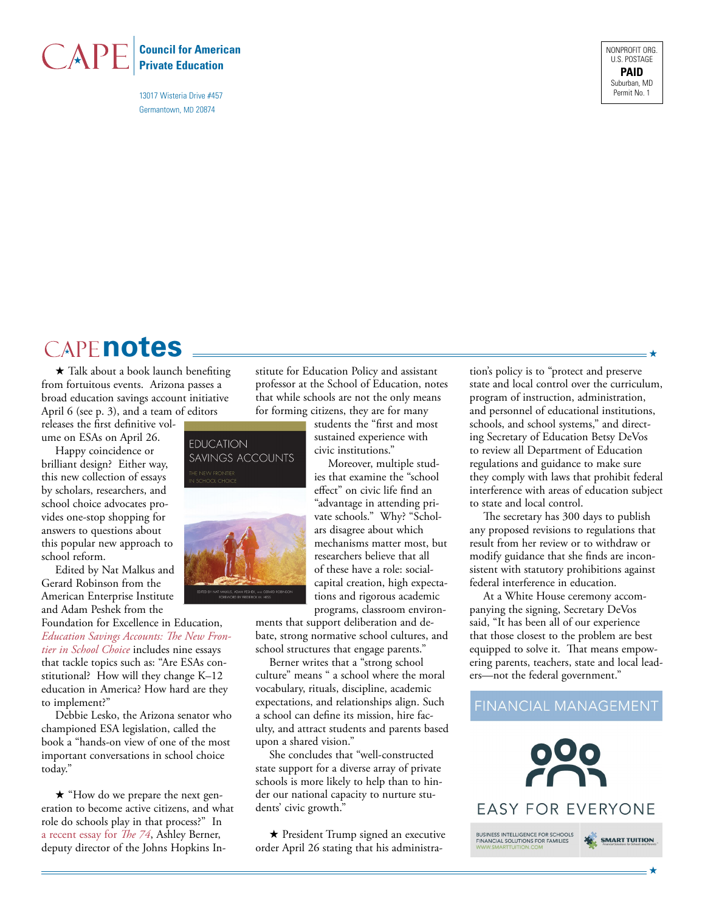CAPE Council for American Private Education

13017 Wisteria Drive #457
Germantown, MD 20874

NONPROFIT ORG.
U.S. POSTAGE
**PAID**
Suburban, MD
Permit No. 1

# CAPE notes

★ Talk about a book launch benefiting from fortuitous events. Arizona passes a broad education savings account initiative April 6 (see p. 3), and a team of editors releases the first definitive volume on ESAs on April 26.

Happy coincidence or brilliant design? Either way, this new collection of essays by scholars, researchers, and school choice advocates provides one-stop shopping for answers to questions about this popular new approach to school reform.

Edited by Nat Malkus and Gerard Robinson from the American Enterprise Institute and Adam Peshek from the Foundation for Excellence in Education, *Education Savings Accounts: The New Frontier in School Choice* includes nine essays that tackle topics such as: "Are ESAs constitutional? How will they change K–12 education in America? How hard are they to implement?"

Debbie Lesko, the Arizona senator who championed ESA legislation, called the book a "hands-on view of one of the most important conversations in school choice today."

★ "How do we prepare the next generation to become active citizens, and what role do schools play in that process?" In a recent essay for *The 74*, Ashley Berner, deputy director of the Johns Hopkins Institute for Education Policy and assistant professor at the School of Education, notes that while schools are not the only means for forming citizens, they are for many students the "first and most sustained experience with civic institutions."

Moreover, multiple studies that examine the "school effect" on civic life find an "advantage in attending private schools." Why? "Scholars disagree about which mechanisms matter most, but researchers believe that all of these have a role: social-capital creation, high expectations and rigorous academic programs, classroom environments that support deliberation and debate, strong normative school cultures, and school structures that engage parents."

Berner writes that a "strong school culture" means " a school where the moral vocabulary, rituals, discipline, academic expectations, and relationships align. Such a school can define its mission, hire faculty, and attract students and parents based upon a shared vision."

She concludes that "well-constructed state support for a diverse array of private schools is more likely to help than to hinder our national capacity to nurture students' civic growth."

★ President Trump signed an executive order April 26 stating that his administration's policy is to "protect and preserve state and local control over the curriculum, program of instruction, administration, and personnel of educational institutions, schools, and school systems," and directing Secretary of Education Betsy DeVos to review all Department of Education regulations and guidance to make sure they comply with laws that prohibit federal interference with areas of education subject to state and local control.

The secretary has 300 days to publish any proposed revisions to regulations that result from her review or to withdraw or modify guidance that she finds are inconsistent with statutory prohibitions against federal interference in education.

At a White House ceremony accompanying the signing, Secretary DeVos said, "It has been all of our experience that those closest to the problem are best equipped to solve it. That means empowering parents, teachers, state and local leaders—not the federal government."

FINANCIAL MANAGEMENT

EASY FOR EVERYONE

BUSINESS INTELLIGENCE FOR SCHOOLS
FINANCIAL SOLUTIONS FOR FAMILIES
WWW.SMARTTUITION.COM

SMART TUITION